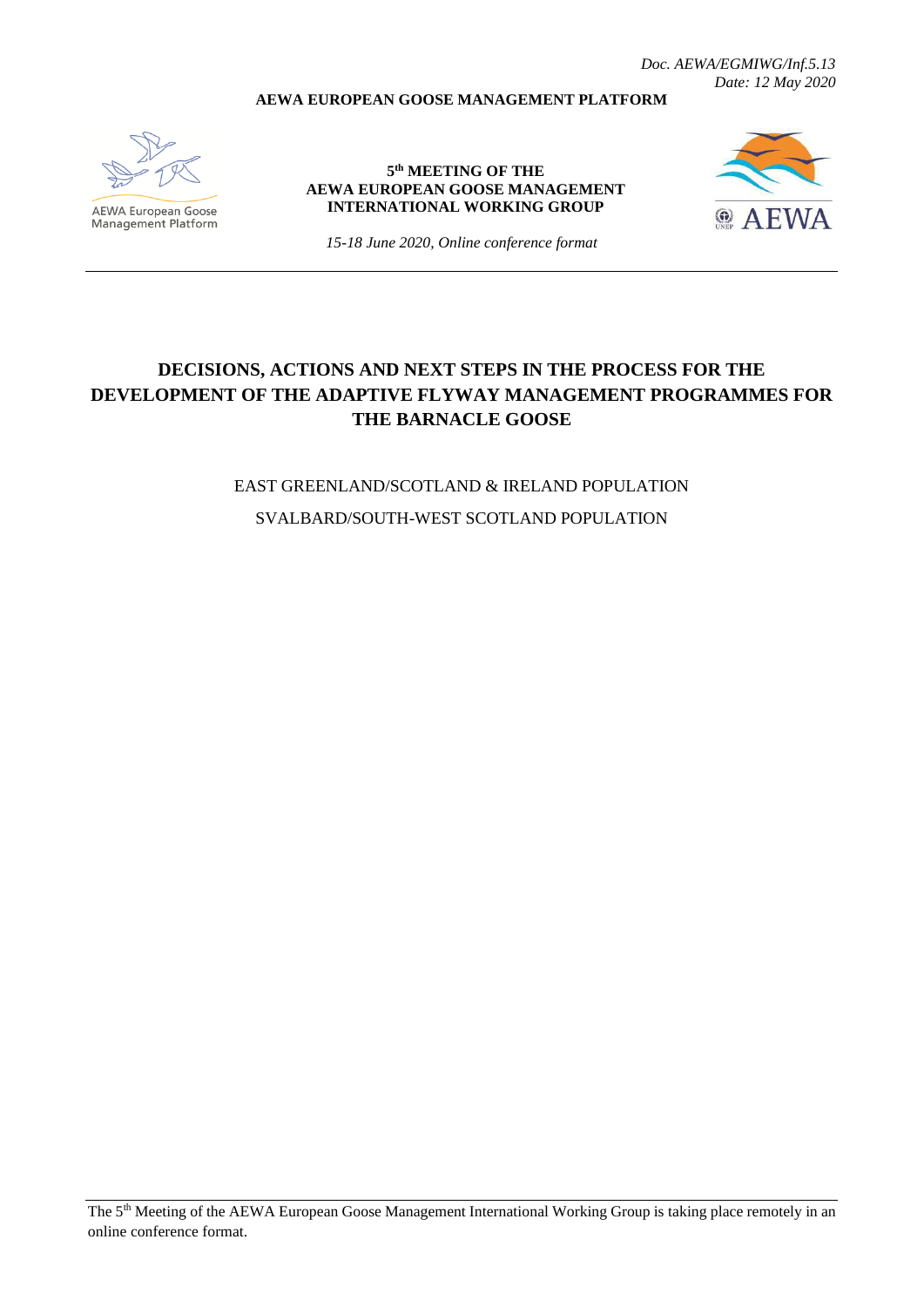*Doc. AEWA/EGMIWG/Inf.5.13*
*Date: 12 May 2020*

**AEWA EUROPEAN GOOSE MANAGEMENT PLATFORM**

AEWA European Goose Management Platform

**5th MEETING OF THE AEWA EUROPEAN GOOSE MANAGEMENT INTERNATIONAL WORKING GROUP**

*15-18 June 2020, Online conference format*

AEWA

# DECISIONS, ACTIONS AND NEXT STEPS IN THE PROCESS FOR THE DEVELOPMENT OF THE ADAPTIVE FLYWAY MANAGEMENT PROGRAMMES FOR THE BARNACLE GOOSE

EAST GREENLAND/SCOTLAND & IRELAND POPULATION

SVALBARD/SOUTH-WEST SCOTLAND POPULATION

The 5th Meeting of the AEWA European Goose Management International Working Group is taking place remotely in an online conference format.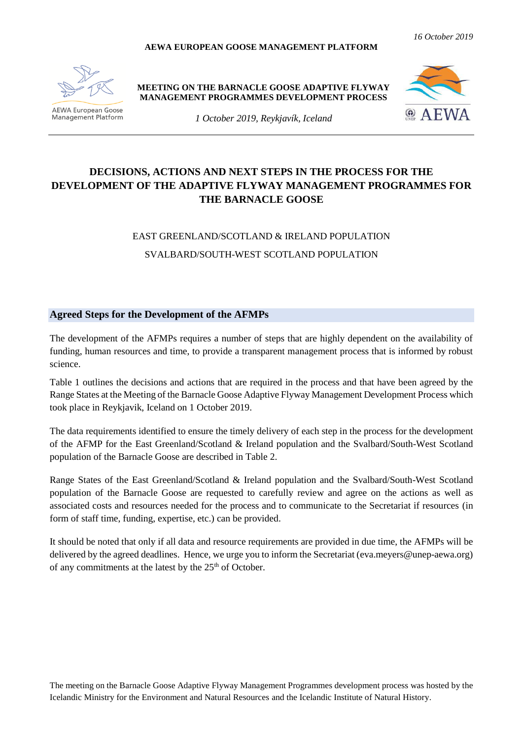*16 October 2019*

**AEWA EUROPEAN GOOSE MANAGEMENT PLATFORM**

AEWA European Goose Management Platform

**MEETING ON THE BARNACLE GOOSE ADAPTIVE FLYWAY MANAGEMENT PROGRAMMES DEVELOPMENT PROCESS**

*1 October 2019, Reykjavík, Iceland*

AEWA

# DECISIONS, ACTIONS AND NEXT STEPS IN THE PROCESS FOR THE DEVELOPMENT OF THE ADAPTIVE FLYWAY MANAGEMENT PROGRAMMES FOR THE BARNACLE GOOSE

EAST GREENLAND/SCOTLAND & IRELAND POPULATION

SVALBARD/SOUTH-WEST SCOTLAND POPULATION

## Agreed Steps for the Development of the AFMPs

The development of the AFMPs requires a number of steps that are highly dependent on the availability of funding, human resources and time, to provide a transparent management process that is informed by robust science.

Table 1 outlines the decisions and actions that are required in the process and that have been agreed by the Range States at the Meeting of the Barnacle Goose Adaptive Flyway Management Development Process which took place in Reykjavik, Iceland on 1 October 2019.

The data requirements identified to ensure the timely delivery of each step in the process for the development of the AFMP for the East Greenland/Scotland & Ireland population and the Svalbard/South-West Scotland population of the Barnacle Goose are described in Table 2.

Range States of the East Greenland/Scotland & Ireland population and the Svalbard/South-West Scotland population of the Barnacle Goose are requested to carefully review and agree on the actions as well as associated costs and resources needed for the process and to communicate to the Secretariat if resources (in form of staff time, funding, expertise, etc.) can be provided.

It should be noted that only if all data and resource requirements are provided in due time, the AFMPs will be delivered by the agreed deadlines. Hence, we urge you to inform the Secretariat (eva.meyers@unep-aewa.org) of any commitments at the latest by the 25th of October.

The meeting on the Barnacle Goose Adaptive Flyway Management Programmes development process was hosted by the Icelandic Ministry for the Environment and Natural Resources and the Icelandic Institute of Natural History.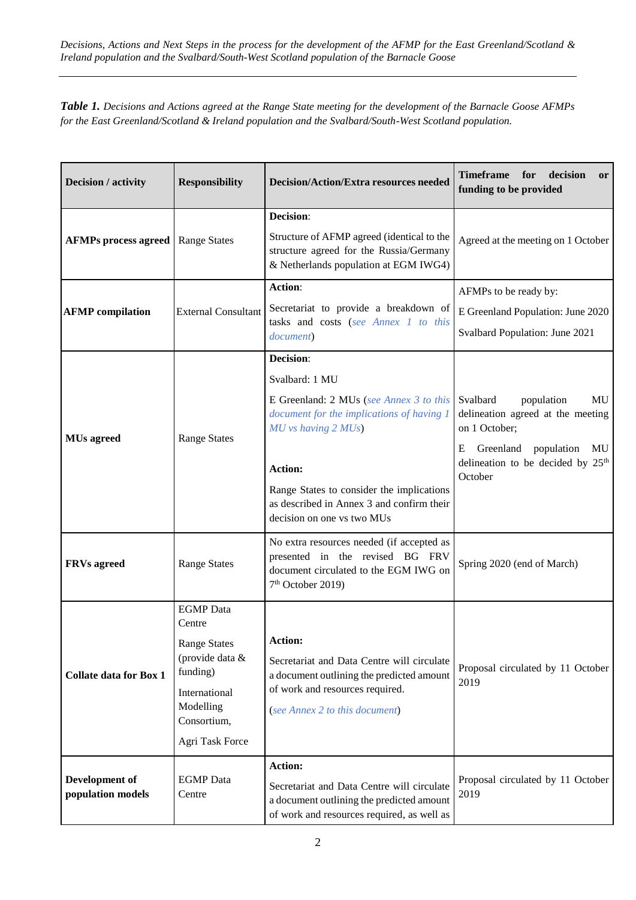***Table 1.*** *Decisions and Actions agreed at the Range State meeting for the development of the Barnacle Goose AFMPs for the East Greenland/Scotland & Ireland population and the Svalbard/South-West Scotland population.*

| **Decision / activity** | **Responsibility** | **Decision/Action/Extra resources needed** | **Timeframe for decision or funding to be provided** |
|---|---|---|---|
| **AFMPs process agreed** | Range States | **Decision**: Structure of AFMP agreed (identical to the structure agreed for the Russia/Germany & Netherlands population at EGM IWG4) | Agreed at the meeting on 1 October |
| **AFMP compilation** | External Consultant | **Action**: Secretariat to provide a breakdown of tasks and costs (*see Annex 1 to this document*) | AFMPs to be ready by: E Greenland Population: June 2020 Svalbard Population: June 2021 |
| **MUs agreed** | Range States | **Decision**: Svalbard: 1 MU E Greenland: 2 MUs (*see Annex 3 to this document for the implications of having 1 MU vs having 2 MUs*) **Action:** Range States to consider the implications as described in Annex 3 and confirm their decision on one vs two MUs | Svalbard population MU delineation agreed at the meeting on 1 October; E Greenland population MU delineation to be decided by 25th October |
| **FRVs agreed** | Range States | No extra resources needed (if accepted as presented in the revised BG FRV document circulated to the EGM IWG on 7th October 2019) | Spring 2020 (end of March) |
| **Collate data for Box 1** | EGMP Data Centre Range States (provide data & funding) International Modelling Consortium, Agri Task Force | **Action:** Secretariat and Data Centre will circulate a document outlining the predicted amount of work and resources required. (*see Annex 2 to this document*) | Proposal circulated by 11 October 2019 |
| **Development of population models** | EGMP Data Centre | **Action:** Secretariat and Data Centre will circulate a document outlining the predicted amount of work and resources required, as well as | Proposal circulated by 11 October 2019 |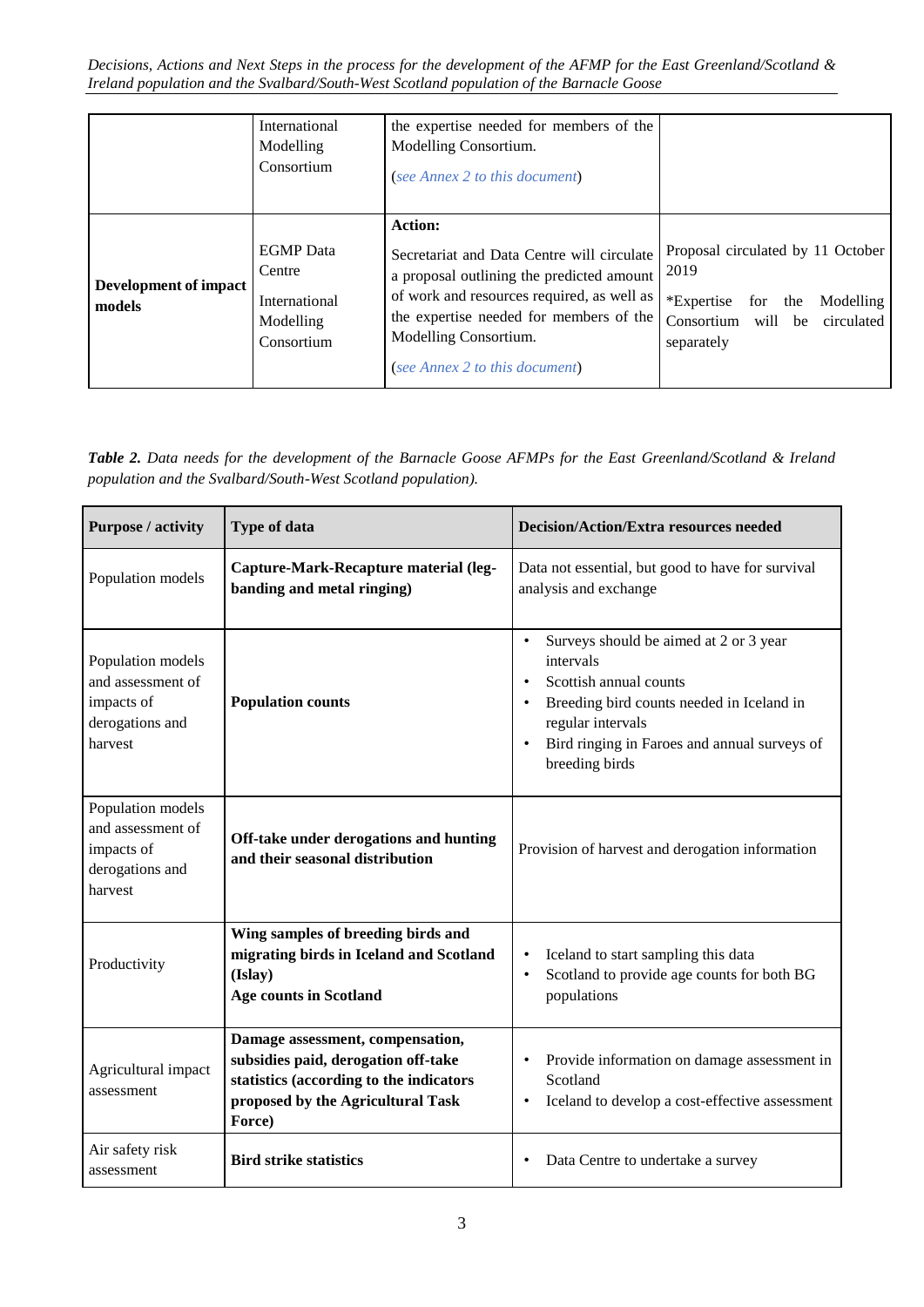| | International Modelling Consortium | the expertise needed for members of the Modelling Consortium.<br><br>(*see Annex 2 to this document*) | |
|---|---|---|---|
| **Development of impact models** | EGMP Data Centre<br><br>International Modelling Consortium | **Action:**<br><br>Secretariat and Data Centre will circulate a proposal outlining the predicted amount of work and resources required, as well as the expertise needed for members of the Modelling Consortium.<br><br>(*see Annex 2 to this document*) | Proposal circulated by 11 October 2019<br><br>*Expertise for the Modelling Consortium will be circulated separately |

***Table 2.*** *Data needs for the development of the Barnacle Goose AFMPs for the East Greenland/Scotland & Ireland population and the Svalbard/South-West Scotland population).*

| Purpose / activity | Type of data | Decision/Action/Extra resources needed |
|---|---|---|
| Population models | **Capture-Mark-Recapture material (leg-banding and metal ringing)** | Data not essential, but good to have for survival analysis and exchange |
| Population models and assessment of impacts of derogations and harvest | **Population counts** | • Surveys should be aimed at 2 or 3 year intervals<br>• Scottish annual counts<br>• Breeding bird counts needed in Iceland in regular intervals<br>• Bird ringing in Faroes and annual surveys of breeding birds |
| Population models and assessment of impacts of derogations and harvest | **Off-take under derogations and hunting and their seasonal distribution** | Provision of harvest and derogation information |
| Productivity | **Wing samples of breeding birds and migrating birds in Iceland and Scotland (Islay)**<br>**Age counts in Scotland** | • Iceland to start sampling this data<br>• Scotland to provide age counts for both BG populations |
| Agricultural impact assessment | **Damage assessment, compensation, subsidies paid, derogation off-take statistics (according to the indicators proposed by the Agricultural Task Force)** | • Provide information on damage assessment in Scotland<br>• Iceland to develop a cost-effective assessment |
| Air safety risk assessment | **Bird strike statistics** | • Data Centre to undertake a survey |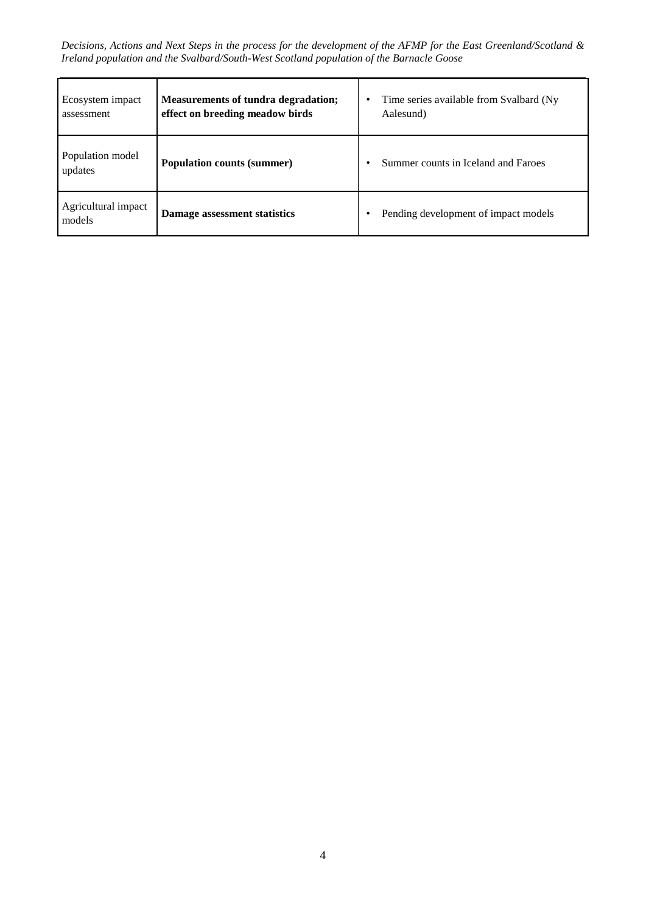| Ecosystem impact assessment | **Measurements of tundra degradation; effect on breeding meadow birds** | • Time series available from Svalbard (Ny Aalesund) |
| --- | --- | --- |
| Population model updates | **Population counts (summer)** | • Summer counts in Iceland and Faroes |
| Agricultural impact models | **Damage assessment statistics** | • Pending development of impact models |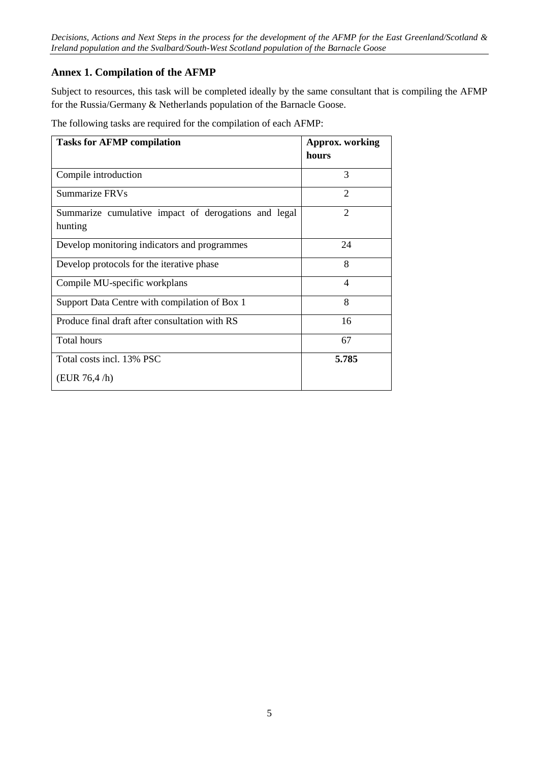## Annex 1. Compilation of the AFMP

Subject to resources, this task will be completed ideally by the same consultant that is compiling the AFMP for the Russia/Germany & Netherlands population of the Barnacle Goose.

The following tasks are required for the compilation of each AFMP:

| Tasks for AFMP compilation | Approx. working hours |
|---|---|
| Compile introduction | 3 |
| Summarize FRVs | 2 |
| Summarize cumulative impact of derogations and legal hunting | 2 |
| Develop monitoring indicators and programmes | 24 |
| Develop protocols for the iterative phase | 8 |
| Compile MU-specific workplans | 4 |
| Support Data Centre with compilation of Box 1 | 8 |
| Produce final draft after consultation with RS | 16 |
| Total hours | 67 |
| Total costs incl. 13% PSC (EUR 76,4 /h) | **5.785** |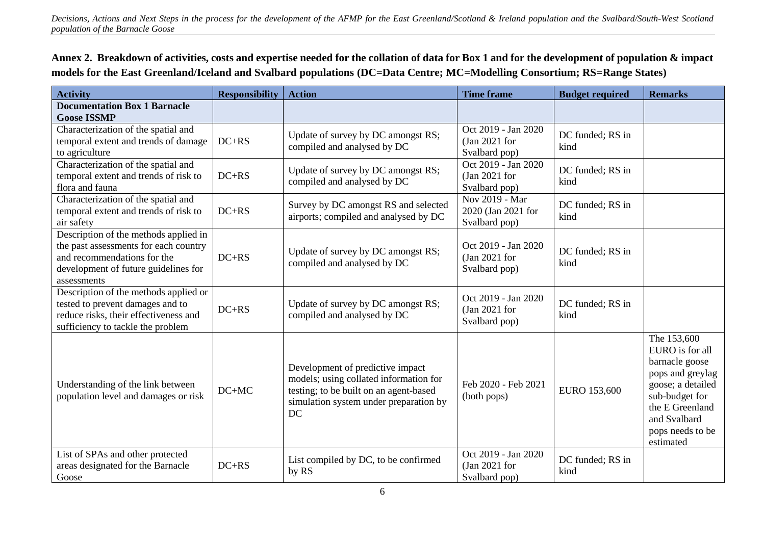**Annex 2. Breakdown of activities, costs and expertise needed for the collation of data for Box 1 and for the development of population & impact models for the East Greenland/Iceland and Svalbard populations (DC=Data Centre; MC=Modelling Consortium; RS=Range States)**

| Activity | Responsibility | Action | Time frame | Budget required | Remarks |
|---|---|---|---|---|---|
| **Documentation Box 1 Barnacle Goose ISSMP** | | | | | |
| Characterization of the spatial and temporal extent and trends of damage to agriculture | DC+RS | Update of survey by DC amongst RS; compiled and analysed by DC | Oct 2019 - Jan 2020 (Jan 2021 for Svalbard pop) | DC funded; RS in kind | |
| Characterization of the spatial and temporal extent and trends of risk to flora and fauna | DC+RS | Update of survey by DC amongst RS; compiled and analysed by DC | Oct 2019 - Jan 2020 (Jan 2021 for Svalbard pop) | DC funded; RS in kind | |
| Characterization of the spatial and temporal extent and trends of risk to air safety | DC+RS | Survey by DC amongst RS and selected airports; compiled and analysed by DC | Nov 2019 - Mar 2020 (Jan 2021 for Svalbard pop) | DC funded; RS in kind | |
| Description of the methods applied in the past assessments for each country and recommendations for the development of future guidelines for assessments | DC+RS | Update of survey by DC amongst RS; compiled and analysed by DC | Oct 2019 - Jan 2020 (Jan 2021 for Svalbard pop) | DC funded; RS in kind | |
| Description of the methods applied or tested to prevent damages and to reduce risks, their effectiveness and sufficiency to tackle the problem | DC+RS | Update of survey by DC amongst RS; compiled and analysed by DC | Oct 2019 - Jan 2020 (Jan 2021 for Svalbard pop) | DC funded; RS in kind | |
| Understanding of the link between population level and damages or risk | DC+MC | Development of predictive impact models; using collated information for testing; to be built on an agent-based simulation system under preparation by DC | Feb 2020 - Feb 2021 (both pops) | EURO 153,600 | The 153,600 EURO is for all barnacle goose pops and greylag goose; a detailed sub-budget for the E Greenland and Svalbard pops needs to be estimated |
| List of SPAs and other protected areas designated for the Barnacle Goose | DC+RS | List compiled by DC, to be confirmed by RS | Oct 2019 - Jan 2020 (Jan 2021 for Svalbard pop) | DC funded; RS in kind | |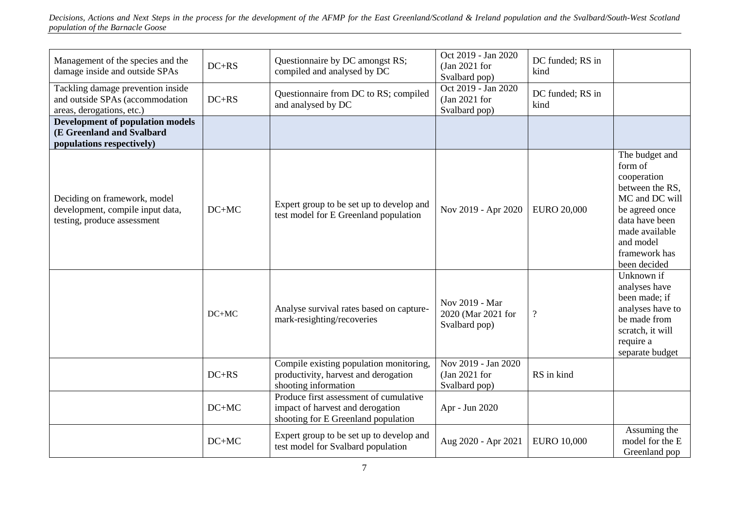| Management of the species and the damage inside and outside SPAs | DC+RS | Questionnaire by DC amongst RS; compiled and analysed by DC | Oct 2019 - Jan 2020 (Jan 2021 for Svalbard pop) | DC funded; RS in kind | |
|---|---|---|---|---|---|
| Tackling damage prevention inside and outside SPAs (accommodation areas, derogations, etc.) | DC+RS | Questionnaire from DC to RS; compiled and analysed by DC | Oct 2019 - Jan 2020 (Jan 2021 for Svalbard pop) | DC funded; RS in kind | |
| **Development of population models (E Greenland and Svalbard populations respectively)** | | | | | |
| Deciding on framework, model development, compile input data, testing, produce assessment | DC+MC | Expert group to be set up to develop and test model for E Greenland population | Nov 2019 - Apr 2020 | EURO 20,000 | The budget and form of cooperation between the RS, MC and DC will be agreed once data have been made available and model framework has been decided |
| | DC+MC | Analyse survival rates based on capture-mark-resighting/recoveries | Nov 2019 - Mar 2020 (Mar 2021 for Svalbard pop) | ? | Unknown if analyses have been made; if analyses have to be made from scratch, it will require a separate budget |
| | DC+RS | Compile existing population monitoring, productivity, harvest and derogation shooting information | Nov 2019 - Jan 2020 (Jan 2021 for Svalbard pop) | RS in kind | |
| | DC+MC | Produce first assessment of cumulative impact of harvest and derogation shooting for E Greenland population | Apr - Jun 2020 | | |
| | DC+MC | Expert group to be set up to develop and test model for Svalbard population | Aug 2020 - Apr 2021 | EURO 10,000 | Assuming the model for the E Greenland pop |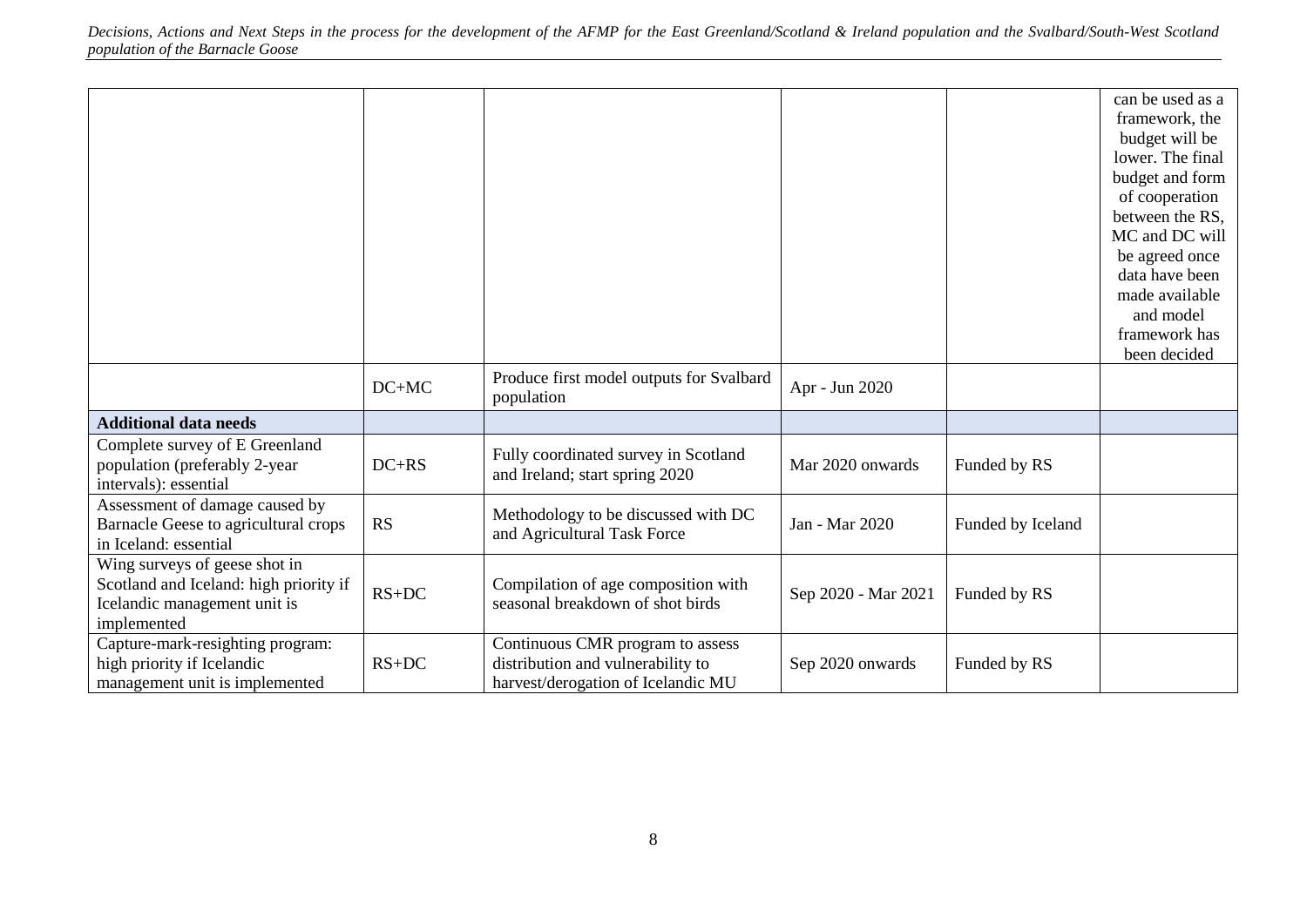| | | | | | |
|---|---|---|---|---|---|
| | | | | | can be used as a framework, the budget will be lower. The final budget and form of cooperation between the RS, MC and DC will be agreed once data have been made available and model framework has been decided |
| | DC+MC | Produce first model outputs for Svalbard population | Apr - Jun 2020 | | |
| **Additional data needs** | | | | | |
| Complete survey of E Greenland population (preferably 2-year intervals): essential | DC+RS | Fully coordinated survey in Scotland and Ireland; start spring 2020 | Mar 2020 onwards | Funded by RS | |
| Assessment of damage caused by Barnacle Geese to agricultural crops in Iceland: essential | RS | Methodology to be discussed with DC and Agricultural Task Force | Jan - Mar 2020 | Funded by Iceland | |
| Wing surveys of geese shot in Scotland and Iceland: high priority if Icelandic management unit is implemented | RS+DC | Compilation of age composition with seasonal breakdown of shot birds | Sep 2020 - Mar 2021 | Funded by RS | |
| Capture-mark-resighting program: high priority if Icelandic management unit is implemented | RS+DC | Continuous CMR program to assess distribution and vulnerability to harvest/derogation of Icelandic MU | Sep 2020 onwards | Funded by RS | |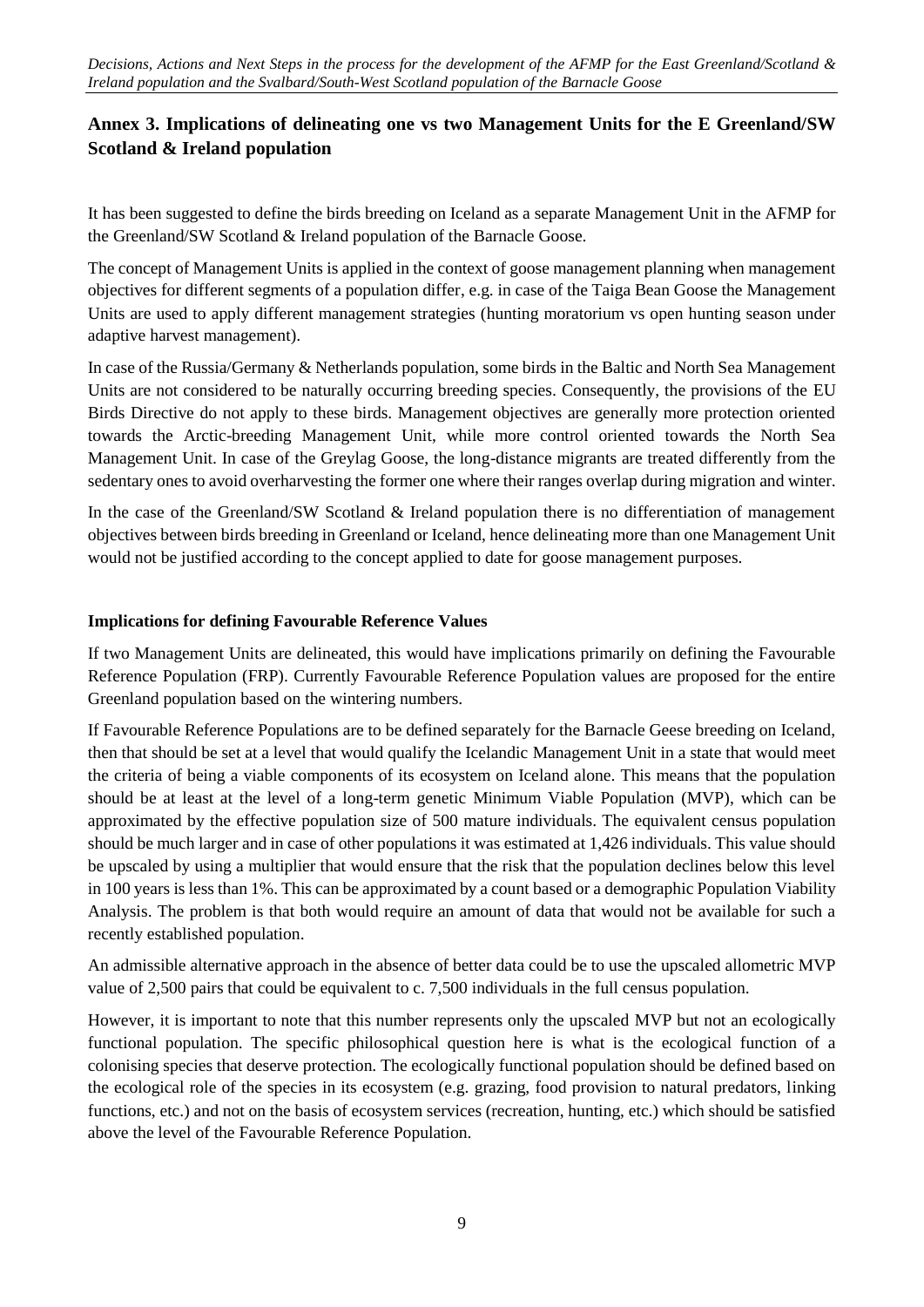## Annex 3. Implications of delineating one vs two Management Units for the E Greenland/SW Scotland & Ireland population

It has been suggested to define the birds breeding on Iceland as a separate Management Unit in the AFMP for the Greenland/SW Scotland & Ireland population of the Barnacle Goose.

The concept of Management Units is applied in the context of goose management planning when management objectives for different segments of a population differ, e.g. in case of the Taiga Bean Goose the Management Units are used to apply different management strategies (hunting moratorium vs open hunting season under adaptive harvest management).

In case of the Russia/Germany & Netherlands population, some birds in the Baltic and North Sea Management Units are not considered to be naturally occurring breeding species. Consequently, the provisions of the EU Birds Directive do not apply to these birds. Management objectives are generally more protection oriented towards the Arctic-breeding Management Unit, while more control oriented towards the North Sea Management Unit. In case of the Greylag Goose, the long-distance migrants are treated differently from the sedentary ones to avoid overharvesting the former one where their ranges overlap during migration and winter.

In the case of the Greenland/SW Scotland & Ireland population there is no differentiation of management objectives between birds breeding in Greenland or Iceland, hence delineating more than one Management Unit would not be justified according to the concept applied to date for goose management purposes.

### Implications for defining Favourable Reference Values

If two Management Units are delineated, this would have implications primarily on defining the Favourable Reference Population (FRP). Currently Favourable Reference Population values are proposed for the entire Greenland population based on the wintering numbers.

If Favourable Reference Populations are to be defined separately for the Barnacle Geese breeding on Iceland, then that should be set at a level that would qualify the Icelandic Management Unit in a state that would meet the criteria of being a viable components of its ecosystem on Iceland alone. This means that the population should be at least at the level of a long-term genetic Minimum Viable Population (MVP), which can be approximated by the effective population size of 500 mature individuals. The equivalent census population should be much larger and in case of other populations it was estimated at 1,426 individuals. This value should be upscaled by using a multiplier that would ensure that the risk that the population declines below this level in 100 years is less than 1%. This can be approximated by a count based or a demographic Population Viability Analysis. The problem is that both would require an amount of data that would not be available for such a recently established population.

An admissible alternative approach in the absence of better data could be to use the upscaled allometric MVP value of 2,500 pairs that could be equivalent to c. 7,500 individuals in the full census population.

However, it is important to note that this number represents only the upscaled MVP but not an ecologically functional population. The specific philosophical question here is what is the ecological function of a colonising species that deserve protection. The ecologically functional population should be defined based on the ecological role of the species in its ecosystem (e.g. grazing, food provision to natural predators, linking functions, etc.) and not on the basis of ecosystem services (recreation, hunting, etc.) which should be satisfied above the level of the Favourable Reference Population.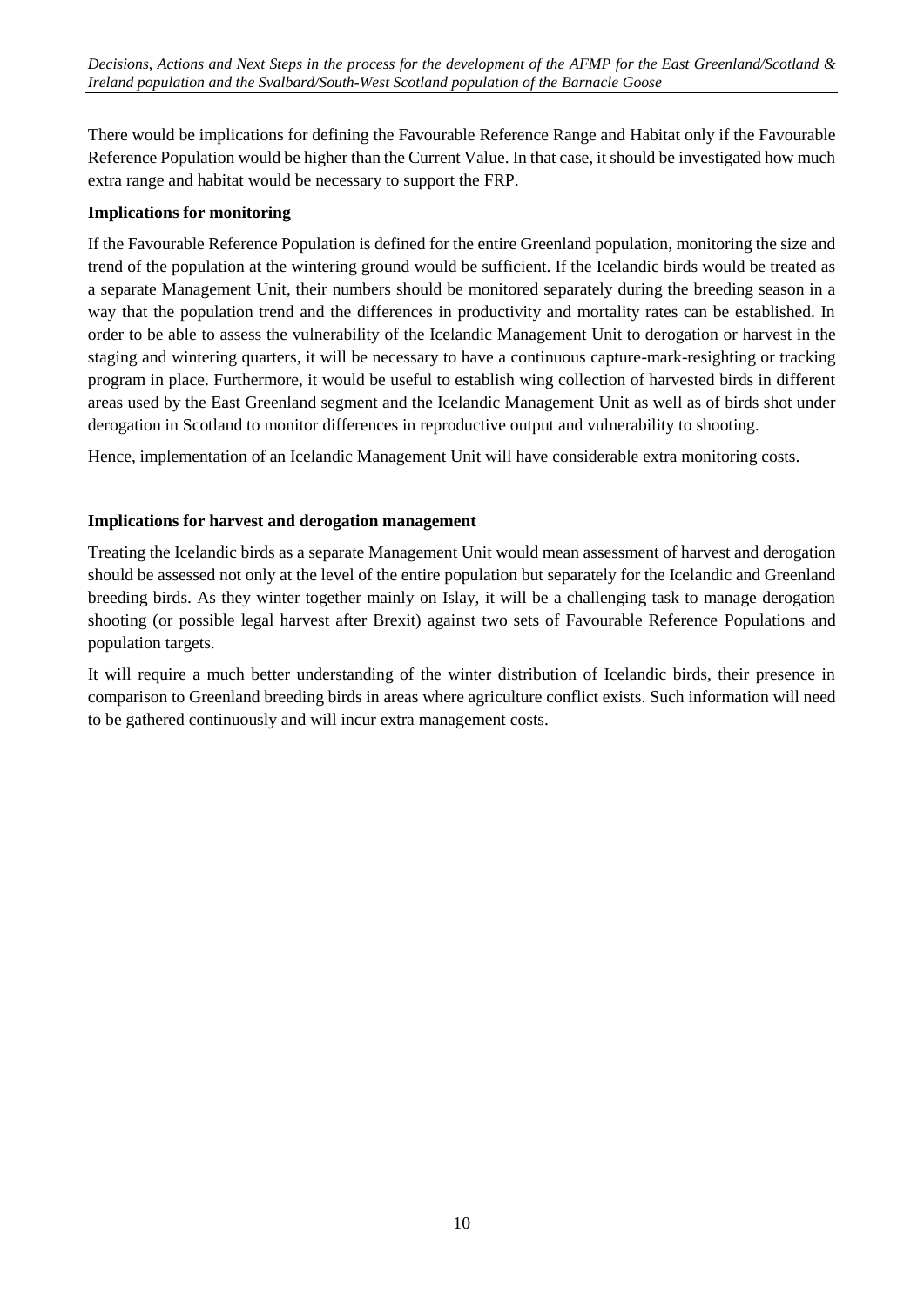There would be implications for defining the Favourable Reference Range and Habitat only if the Favourable Reference Population would be higher than the Current Value. In that case, it should be investigated how much extra range and habitat would be necessary to support the FRP.

**Implications for monitoring**

If the Favourable Reference Population is defined for the entire Greenland population, monitoring the size and trend of the population at the wintering ground would be sufficient. If the Icelandic birds would be treated as a separate Management Unit, their numbers should be monitored separately during the breeding season in a way that the population trend and the differences in productivity and mortality rates can be established. In order to be able to assess the vulnerability of the Icelandic Management Unit to derogation or harvest in the staging and wintering quarters, it will be necessary to have a continuous capture-mark-resighting or tracking program in place. Furthermore, it would be useful to establish wing collection of harvested birds in different areas used by the East Greenland segment and the Icelandic Management Unit as well as of birds shot under derogation in Scotland to monitor differences in reproductive output and vulnerability to shooting.

Hence, implementation of an Icelandic Management Unit will have considerable extra monitoring costs.

**Implications for harvest and derogation management**

Treating the Icelandic birds as a separate Management Unit would mean assessment of harvest and derogation should be assessed not only at the level of the entire population but separately for the Icelandic and Greenland breeding birds. As they winter together mainly on Islay, it will be a challenging task to manage derogation shooting (or possible legal harvest after Brexit) against two sets of Favourable Reference Populations and population targets.

It will require a much better understanding of the winter distribution of Icelandic birds, their presence in comparison to Greenland breeding birds in areas where agriculture conflict exists. Such information will need to be gathered continuously and will incur extra management costs.